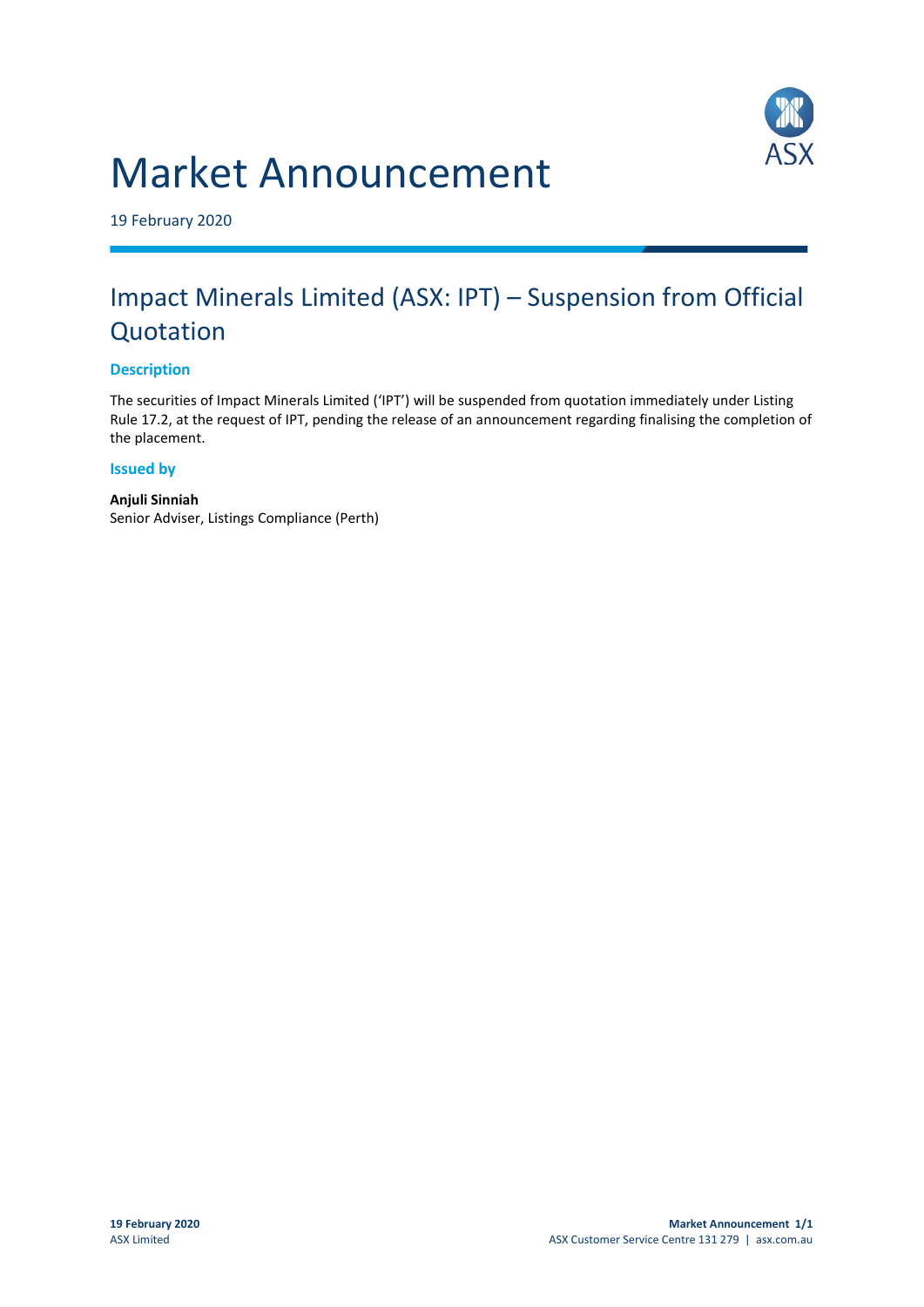# Market Announcement

19 February 2020

## Impact Minerals Limited (ASX: IPT) – Suspension from Official Quotation

### Description

The securities of Impact Minerals Limited ('IPT') will be suspended from quotation immediately under Listing Rule 17.2, at the request of IPT, pending the release of an announcement regarding finalising the completion of the placement.

### Issued by

**Anjuli Sinniah**
Senior Adviser, Listings Compliance (Perth)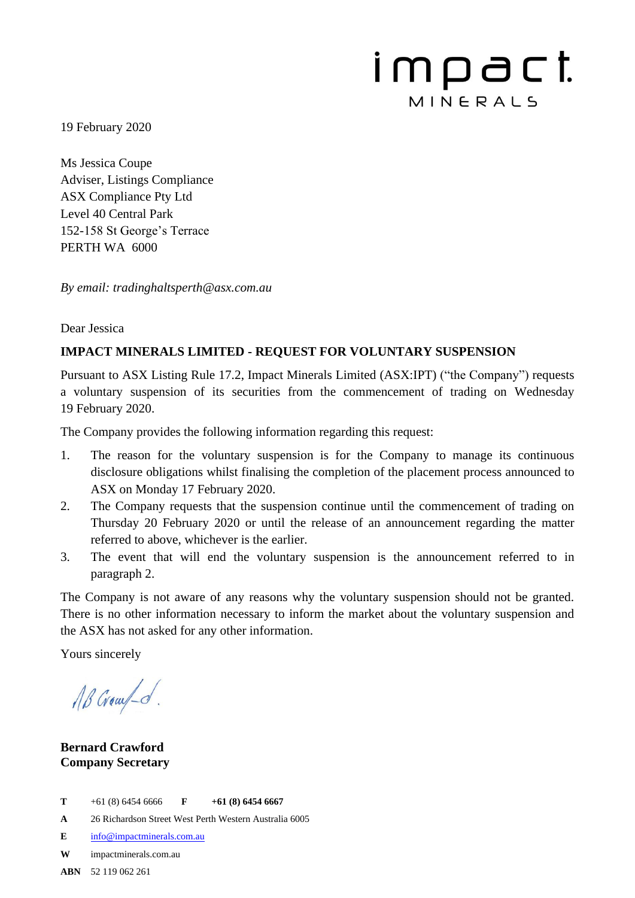impact
MINERALS

19 February 2020

Ms Jessica Coupe
Adviser, Listings Compliance
ASX Compliance Pty Ltd
Level 40 Central Park
152-158 St George's Terrace
PERTH WA 6000

*By email: tradinghaltsperth@asx.com.au*

Dear Jessica

**IMPACT MINERALS LIMITED - REQUEST FOR VOLUNTARY SUSPENSION**

Pursuant to ASX Listing Rule 17.2, Impact Minerals Limited (ASX:IPT) ("the Company") requests a voluntary suspension of its securities from the commencement of trading on Wednesday 19 February 2020.

The Company provides the following information regarding this request:

1. The reason for the voluntary suspension is for the Company to manage its continuous disclosure obligations whilst finalising the completion of the placement process announced to ASX on Monday 17 February 2020.
2. The Company requests that the suspension continue until the commencement of trading on Thursday 20 February 2020 or until the release of an announcement regarding the matter referred to above, whichever is the earlier.
3. The event that will end the voluntary suspension is the announcement referred to in paragraph 2.

The Company is not aware of any reasons why the voluntary suspension should not be granted. There is no other information necessary to inform the market about the voluntary suspension and the ASX has not asked for any other information.

Yours sincerely

**Bernard Crawford**
**Company Secretary**

**T** +61 (8) 6454 6666 **F** **+61 (8) 6454 6667**

**A** 26 Richardson Street West Perth Western Australia 6005

**E** info@impactminerals.com.au

**W** impactminerals.com.au

**ABN** 52 119 062 261